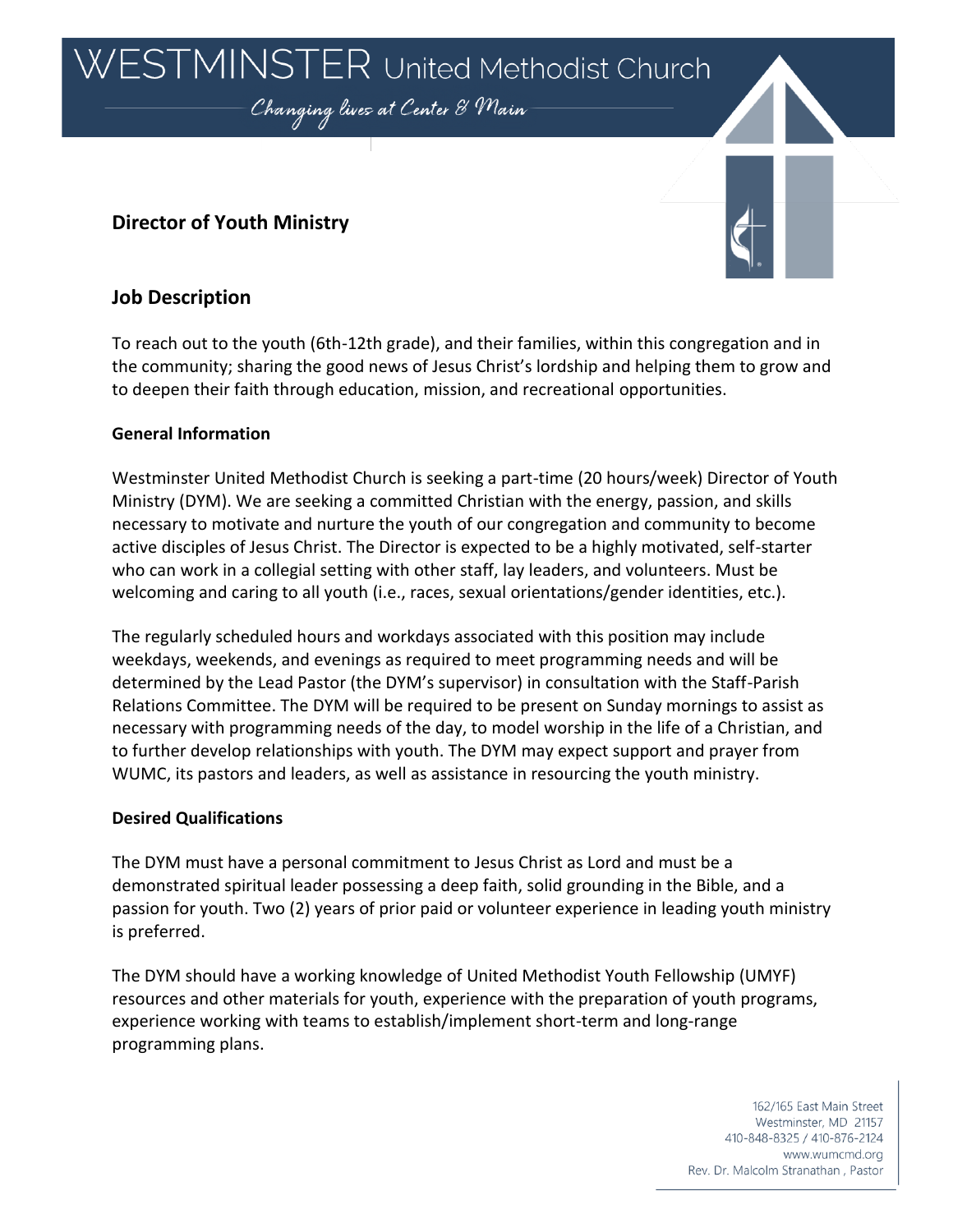# WESTMINSTER United Methodist Church

*Changing lives at Center & Main*

## Director of Youth Ministry

## Job Description

To reach out to the youth (6th-12th grade), and their families, within this congregation and in the community; sharing the good news of Jesus Christ's lordship and helping them to grow and to deepen their faith through education, mission, and recreational opportunities.

### General Information

Westminster United Methodist Church is seeking a part-time (20 hours/week) Director of Youth Ministry (DYM). We are seeking a committed Christian with the energy, passion, and skills necessary to motivate and nurture the youth of our congregation and community to become active disciples of Jesus Christ. The Director is expected to be a highly motivated, self-starter who can work in a collegial setting with other staff, lay leaders, and volunteers. Must be welcoming and caring to all youth (i.e., races, sexual orientations/gender identities, etc.).

The regularly scheduled hours and workdays associated with this position may include weekdays, weekends, and evenings as required to meet programming needs and will be determined by the Lead Pastor (the DYM's supervisor) in consultation with the Staff-Parish Relations Committee. The DYM will be required to be present on Sunday mornings to assist as necessary with programming needs of the day, to model worship in the life of a Christian, and to further develop relationships with youth. The DYM may expect support and prayer from WUMC, its pastors and leaders, as well as assistance in resourcing the youth ministry.

### Desired Qualifications

The DYM must have a personal commitment to Jesus Christ as Lord and must be a demonstrated spiritual leader possessing a deep faith, solid grounding in the Bible, and a passion for youth. Two (2) years of prior paid or volunteer experience in leading youth ministry is preferred.

The DYM should have a working knowledge of United Methodist Youth Fellowship (UMYF) resources and other materials for youth, experience with the preparation of youth programs, experience working with teams to establish/implement short-term and long-range programming plans.

162/165 East Main Street
Westminster, MD 21157
410-848-8325 / 410-876-2124
www.wumcmd.org
Rev. Dr. Malcolm Stranathan , Pastor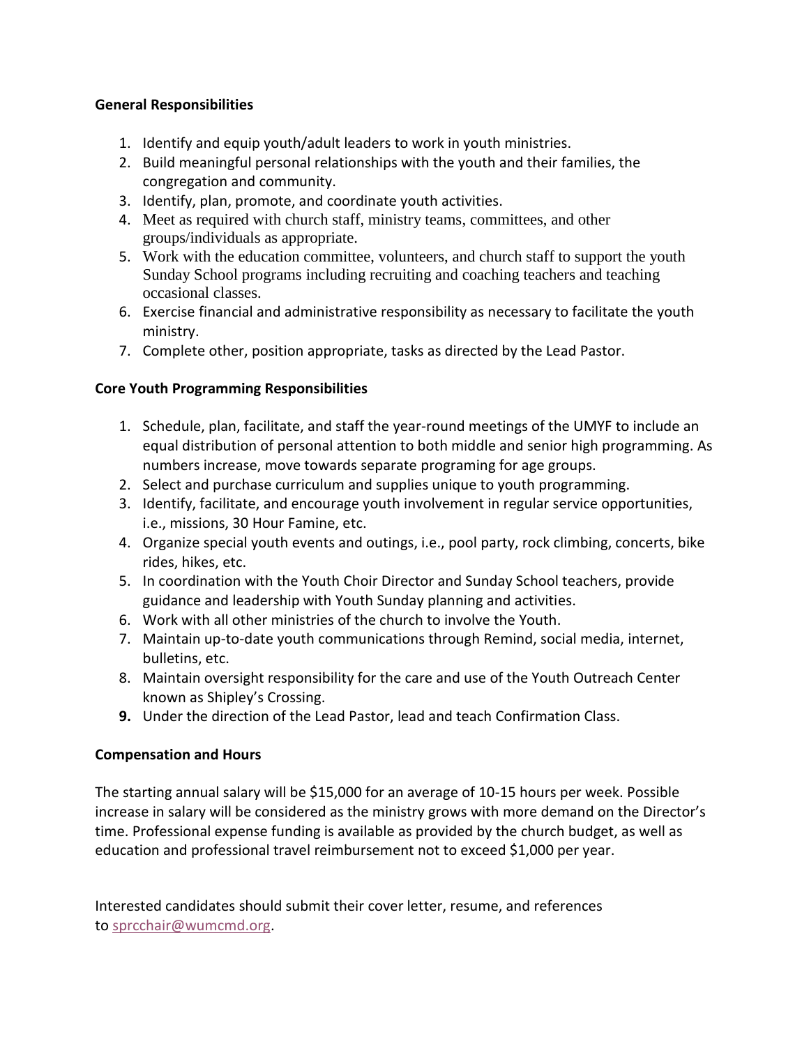**General Responsibilities**

1. Identify and equip youth/adult leaders to work in youth ministries.
2. Build meaningful personal relationships with the youth and their families, the congregation and community.
3. Identify, plan, promote, and coordinate youth activities.
4. Meet as required with church staff, ministry teams, committees, and other groups/individuals as appropriate.
5. Work with the education committee, volunteers, and church staff to support the youth Sunday School programs including recruiting and coaching teachers and teaching occasional classes.
6. Exercise financial and administrative responsibility as necessary to facilitate the youth ministry.
7. Complete other, position appropriate, tasks as directed by the Lead Pastor.

**Core Youth Programming Responsibilities**

1. Schedule, plan, facilitate, and staff the year-round meetings of the UMYF to include an equal distribution of personal attention to both middle and senior high programming. As numbers increase, move towards separate programing for age groups.
2. Select and purchase curriculum and supplies unique to youth programming.
3. Identify, facilitate, and encourage youth involvement in regular service opportunities, i.e., missions, 30 Hour Famine, etc.
4. Organize special youth events and outings, i.e., pool party, rock climbing, concerts, bike rides, hikes, etc.
5. In coordination with the Youth Choir Director and Sunday School teachers, provide guidance and leadership with Youth Sunday planning and activities.
6. Work with all other ministries of the church to involve the Youth.
7. Maintain up-to-date youth communications through Remind, social media, internet, bulletins, etc.
8. Maintain oversight responsibility for the care and use of the Youth Outreach Center known as Shipley's Crossing.
9. Under the direction of the Lead Pastor, lead and teach Confirmation Class.

**Compensation and Hours**

The starting annual salary will be $15,000 for an average of 10-15 hours per week. Possible increase in salary will be considered as the ministry grows with more demand on the Director's time. Professional expense funding is available as provided by the church budget, as well as education and professional travel reimbursement not to exceed $1,000 per year.

Interested candidates should submit their cover letter, resume, and references to sprcchair@wumcmd.org.